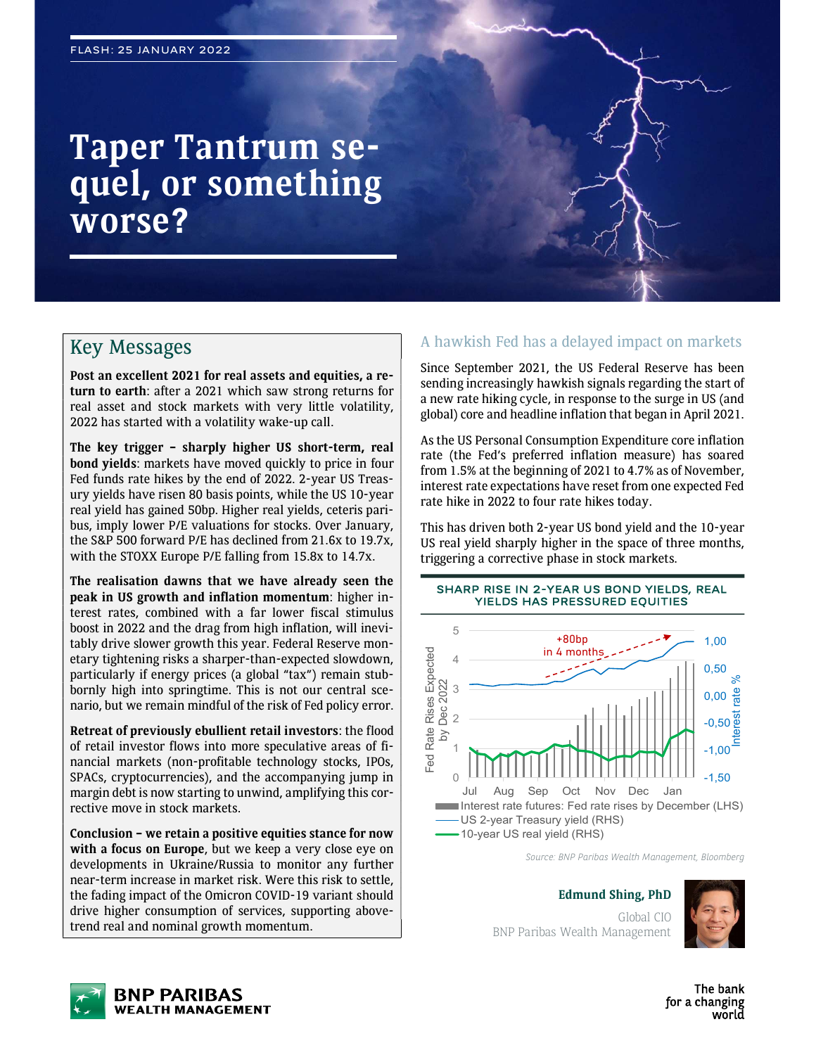FLASH: 25 JANUARY 2022

# Taper Tantrum sequel, or something worse?

## Key Messages

**Post an excellent 2021 for real assets and equities, a return to earth**: after a 2021 which saw strong returns for real asset and stock markets with very little volatility, 2022 has started with a volatility wake-up call.

**The key trigger – sharply higher US short-term, real bond yields**: markets have moved quickly to price in four Fed funds rate hikes by the end of 2022. 2-year US Treasury yields have risen 80 basis points, while the US 10-year real yield has gained 50bp. Higher real yields, ceteris paribus, imply lower P/E valuations for stocks. Over January, the S&P 500 forward P/E has declined from 21.6x to 19.7x, with the STOXX Europe P/E falling from 15.8x to 14.7x.

**The realisation dawns that we have already seen the peak in US growth and inflation momentum**: higher interest rates, combined with a far lower fiscal stimulus boost in 2022 and the drag from high inflation, will inevitably drive slower growth this year. Federal Reserve monetary tightening risks a sharper-than-expected slowdown, particularly if energy prices (a global "tax") remain stubbornly high into springtime. This is not our central scenario, but we remain mindful of the risk of Fed policy error.

**Retreat of previously ebullient retail investors**: the flood of retail investor flows into more speculative areas of financial markets (non-profitable technology stocks, IPOs, SPACs, cryptocurrencies), and the accompanying jump in margin debt is now starting to unwind, amplifying this corrective move in stock markets.

**Conclusion – we retain a positive equities stance for now with a focus on Europe**, but we keep a very close eye on developments in Ukraine/Russia to monitor any further near-term increase in market risk. Were this risk to settle, the fading impact of the Omicron COVID-19 variant should drive higher consumption of services, supporting above-trend real and nominal growth momentum.

## A hawkish Fed has a delayed impact on markets

Since September 2021, the US Federal Reserve has been sending increasingly hawkish signals regarding the start of a new rate hiking cycle, in response to the surge in US (and global) core and headline inflation that began in April 2021.

As the US Personal Consumption Expenditure core inflation rate (the Fed's preferred inflation measure) has soared from 1.5% at the beginning of 2021 to 4.7% as of November, interest rate expectations have reset from one expected Fed rate hike in 2022 to four rate hikes today.

This has driven both 2-year US bond yield and the 10-year US real yield sharply higher in the space of three months, triggering a corrective phase in stock markets.

**SHARP RISE IN 2-YEAR US BOND YIELDS, REAL YIELDS HAS PRESSURED EQUITIES**

*Source: BNP Paribas Wealth Management, Bloomberg*

**Edmund Shing, PhD**
Global CIO
BNP Paribas Wealth Management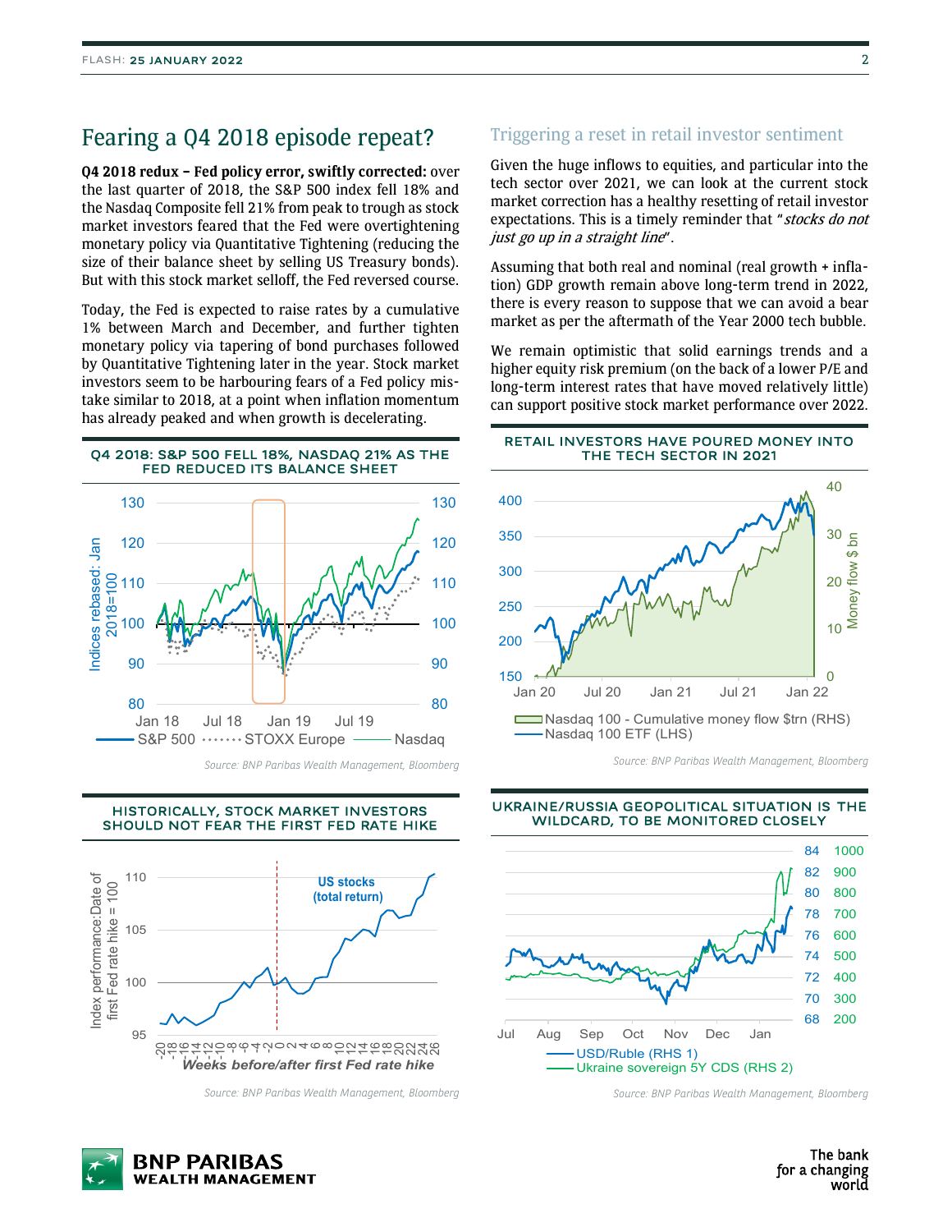## Fearing a Q4 2018 episode repeat?

**Q4 2018 redux – Fed policy error, swiftly corrected:** over the last quarter of 2018, the S&P 500 index fell 18% and the Nasdaq Composite fell 21% from peak to trough as stock market investors feared that the Fed were overtightening monetary policy via Quantitative Tightening (reducing the size of their balance sheet by selling US Treasury bonds). But with this stock market selloff, the Fed reversed course.

Today, the Fed is expected to raise rates by a cumulative 1% between March and December, and further tighten monetary policy via tapering of bond purchases followed by Quantitative Tightening later in the year. Stock market investors seem to be harbouring fears of a Fed policy mistake similar to 2018, at a point when inflation momentum has already peaked and when growth is decelerating.

**Q4 2018: S&P 500 FELL 18%, NASDAQ 21% AS THE FED REDUCED ITS BALANCE SHEET**

Source: BNP Paribas Wealth Management, Bloomberg

**HISTORICALLY, STOCK MARKET INVESTORS SHOULD NOT FEAR THE FIRST FED RATE HIKE**

Source: BNP Paribas Wealth Management, Bloomberg

## Triggering a reset in retail investor sentiment

Given the huge inflows to equities, and particular into the tech sector over 2021, we can look at the current stock market correction has a healthy resetting of retail investor expectations. This is a timely reminder that "*stocks do not just go up in a straight line*".

Assuming that both real and nominal (real growth + inflation) GDP growth remain above long-term trend in 2022, there is every reason to suppose that we can avoid a bear market as per the aftermath of the Year 2000 tech bubble.

We remain optimistic that solid earnings trends and a higher equity risk premium (on the back of a lower P/E and long-term interest rates that have moved relatively little) can support positive stock market performance over 2022.

**RETAIL INVESTORS HAVE POURED MONEY INTO THE TECH SECTOR IN 2021**

Source: BNP Paribas Wealth Management, Bloomberg

**UKRAINE/RUSSIA GEOPOLITICAL SITUATION IS THE WILDCARD, TO BE MONITORED CLOSELY**

Source: BNP Paribas Wealth Management, Bloomberg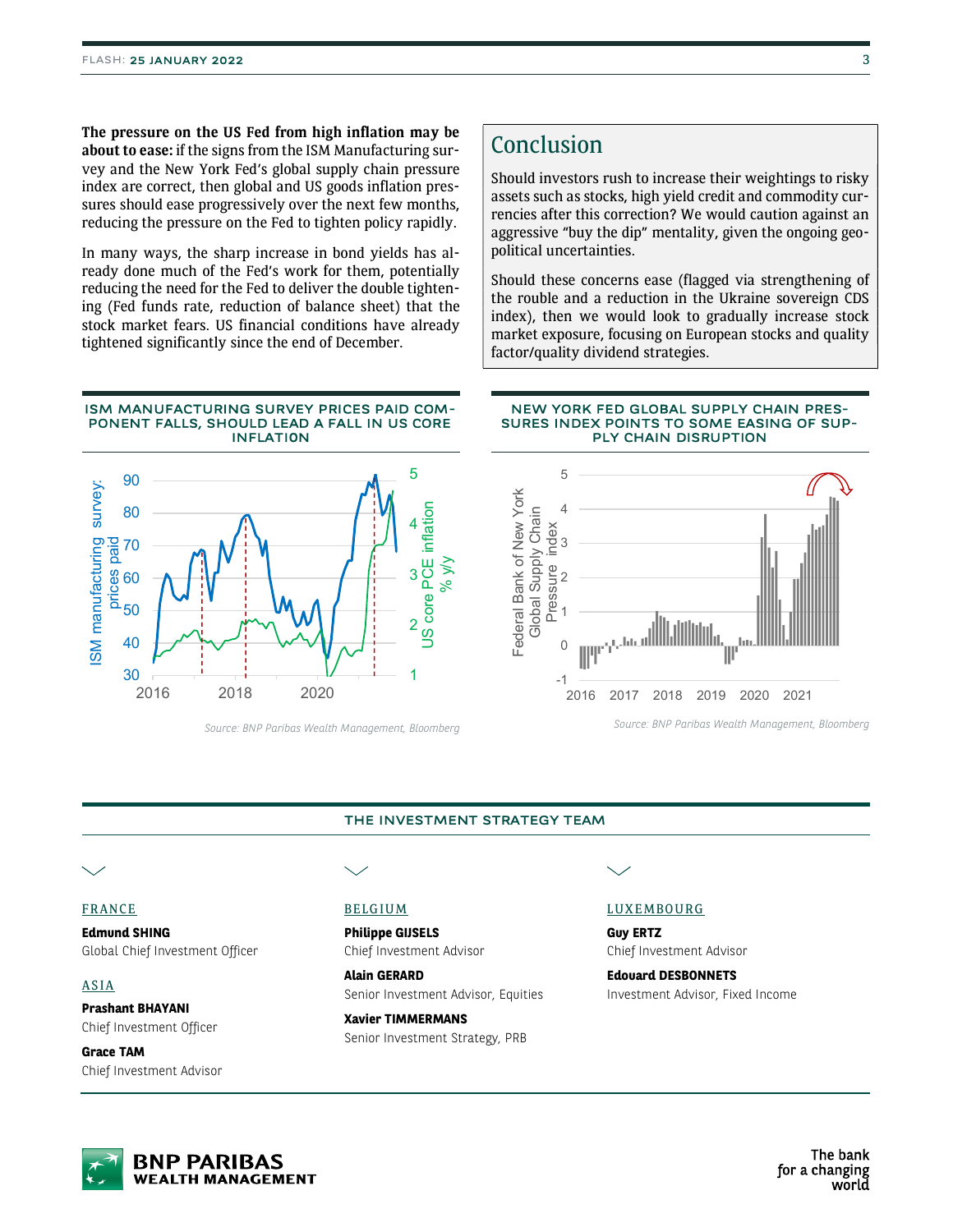**The pressure on the US Fed from high inflation may be about to ease:** if the signs from the ISM Manufacturing survey and the New York Fed's global supply chain pressure index are correct, then global and US goods inflation pressures should ease progressively over the next few months, reducing the pressure on the Fed to tighten policy rapidly.

In many ways, the sharp increase in bond yields has already done much of the Fed's work for them, potentially reducing the need for the Fed to deliver the double tightening (Fed funds rate, reduction of balance sheet) that the stock market fears. US financial conditions have already tightened significantly since the end of December.

## Conclusion

Should investors rush to increase their weightings to risky assets such as stocks, high yield credit and commodity currencies after this correction? We would caution against an aggressive "buy the dip" mentality, given the ongoing geopolitical uncertainties.

Should these concerns ease (flagged via strengthening of the rouble and a reduction in the Ukraine sovereign CDS index), then we would look to gradually increase stock market exposure, focusing on European stocks and quality factor/quality dividend strategies.

### ISM MANUFACTURING SURVEY PRICES PAID COMPONENT FALLS, SHOULD LEAD A FALL IN US CORE INFLATION

*Source: BNP Paribas Wealth Management, Bloomberg*

### NEW YORK FED GLOBAL SUPPLY CHAIN PRESSURES INDEX POINTS TO SOME EASING OF SUPPLY CHAIN DISRUPTION

*Source: BNP Paribas Wealth Management, Bloomberg*

## THE INVESTMENT STRATEGY TEAM

**FRANCE**

**Edmund SHING**
Global Chief Investment Officer

**ASIA**

**Prashant BHAYANI**
Chief Investment Officer

**Grace TAM**
Chief Investment Advisor

**BELGIUM**

**Philippe GIJSELS**
Chief Investment Advisor

**Alain GERARD**
Senior Investment Advisor, Equities

**Xavier TIMMERMANS**
Senior Investment Strategy, PRB

**LUXEMBOURG**

**Guy ERTZ**
Chief Investment Advisor

**Edouard DESBONNETS**
Investment Advisor, Fixed Income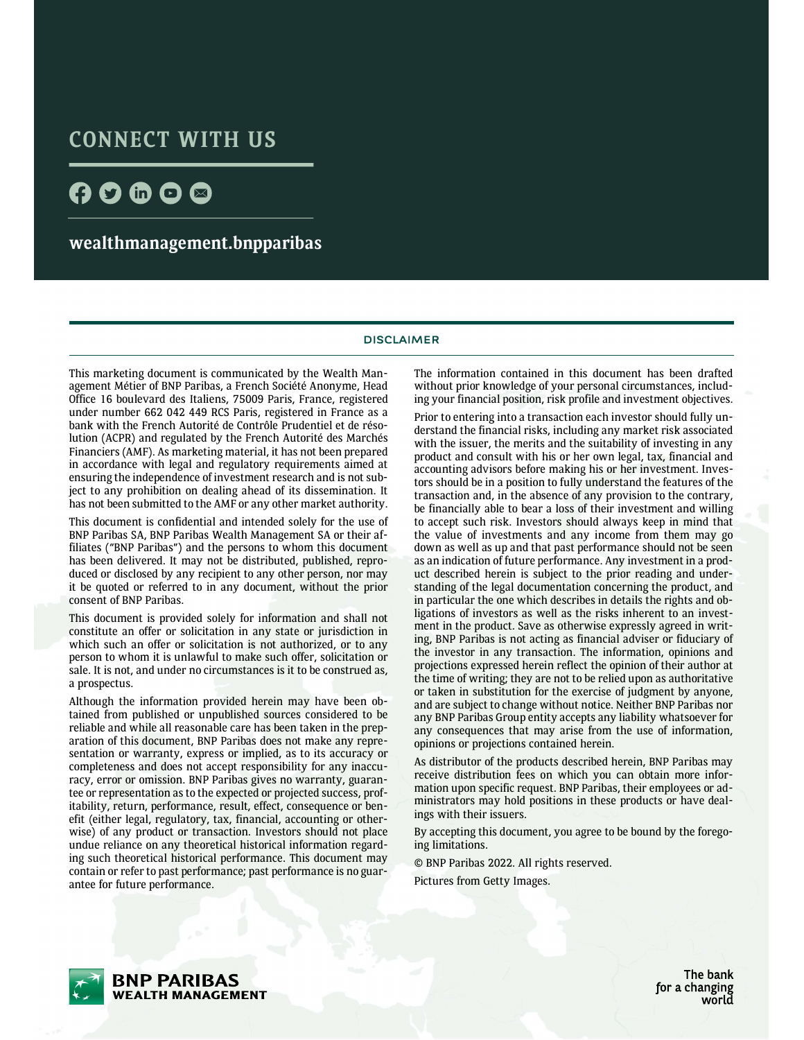## CONNECT WITH US

**wealthmanagement.bnpparibas**

### DISCLAIMER

This marketing document is communicated by the Wealth Management Métier of BNP Paribas, a French Société Anonyme, Head Office 16 boulevard des Italiens, 75009 Paris, France, registered under number 662 042 449 RCS Paris, registered in France as a bank with the French Autorité de Contrôle Prudentiel et de résolution (ACPR) and regulated by the French Autorité des Marchés Financiers (AMF). As marketing material, it has not been prepared in accordance with legal and regulatory requirements aimed at ensuring the independence of investment research and is not subject to any prohibition on dealing ahead of its dissemination. It has not been submitted to the AMF or any other market authority.

This document is confidential and intended solely for the use of BNP Paribas SA, BNP Paribas Wealth Management SA or their affiliates ("BNP Paribas") and the persons to whom this document has been delivered. It may not be distributed, published, reproduced or disclosed by any recipient to any other person, nor may it be quoted or referred to in any document, without the prior consent of BNP Paribas.

This document is provided solely for information and shall not constitute an offer or solicitation in any state or jurisdiction in which such an offer or solicitation is not authorized, or to any person to whom it is unlawful to make such offer, solicitation or sale. It is not, and under no circumstances is it to be construed as, a prospectus.

Although the information provided herein may have been obtained from published or unpublished sources considered to be reliable and while all reasonable care has been taken in the preparation of this document, BNP Paribas does not make any representation or warranty, express or implied, as to its accuracy or completeness and does not accept responsibility for any inaccuracy, error or omission. BNP Paribas gives no warranty, guarantee or representation as to the expected or projected success, profitability, return, performance, result, effect, consequence or benefit (either legal, regulatory, tax, financial, accounting or otherwise) of any product or transaction. Investors should not place undue reliance on any theoretical historical information regarding such theoretical historical performance. This document may contain or refer to past performance; past performance is no guarantee for future performance.

The information contained in this document has been drafted without prior knowledge of your personal circumstances, including your financial position, risk profile and investment objectives.

Prior to entering into a transaction each investor should fully understand the financial risks, including any market risk associated with the issuer, the merits and the suitability of investing in any product and consult with his or her own legal, tax, financial and accounting advisors before making his or her investment. Investors should be in a position to fully understand the features of the transaction and, in the absence of any provision to the contrary, be financially able to bear a loss of their investment and willing to accept such risk. Investors should always keep in mind that the value of investments and any income from them may go down as well as up and that past performance should not be seen as an indication of future performance. Any investment in a product described herein is subject to the prior reading and understanding of the legal documentation concerning the product, and in particular the one which describes in details the rights and obligations of investors as well as the risks inherent to an investment in the product. Save as otherwise expressly agreed in writing, BNP Paribas is not acting as financial adviser or fiduciary of the investor in any transaction. The information, opinions and projections expressed herein reflect the opinion of their author at the time of writing; they are not to be relied upon as authoritative or taken in substitution for the exercise of judgment by anyone, and are subject to change without notice. Neither BNP Paribas nor any BNP Paribas Group entity accepts any liability whatsoever for any consequences that may arise from the use of information, opinions or projections contained herein.

As distributor of the products described herein, BNP Paribas may receive distribution fees on which you can obtain more information upon specific request. BNP Paribas, their employees or administrators may hold positions in these products or have dealings with their issuers.

By accepting this document, you agree to be bound by the foregoing limitations.

© BNP Paribas 2022. All rights reserved.

Pictures from Getty Images.

BNP PARIBAS WEALTH MANAGEMENT

The bank for a changing world